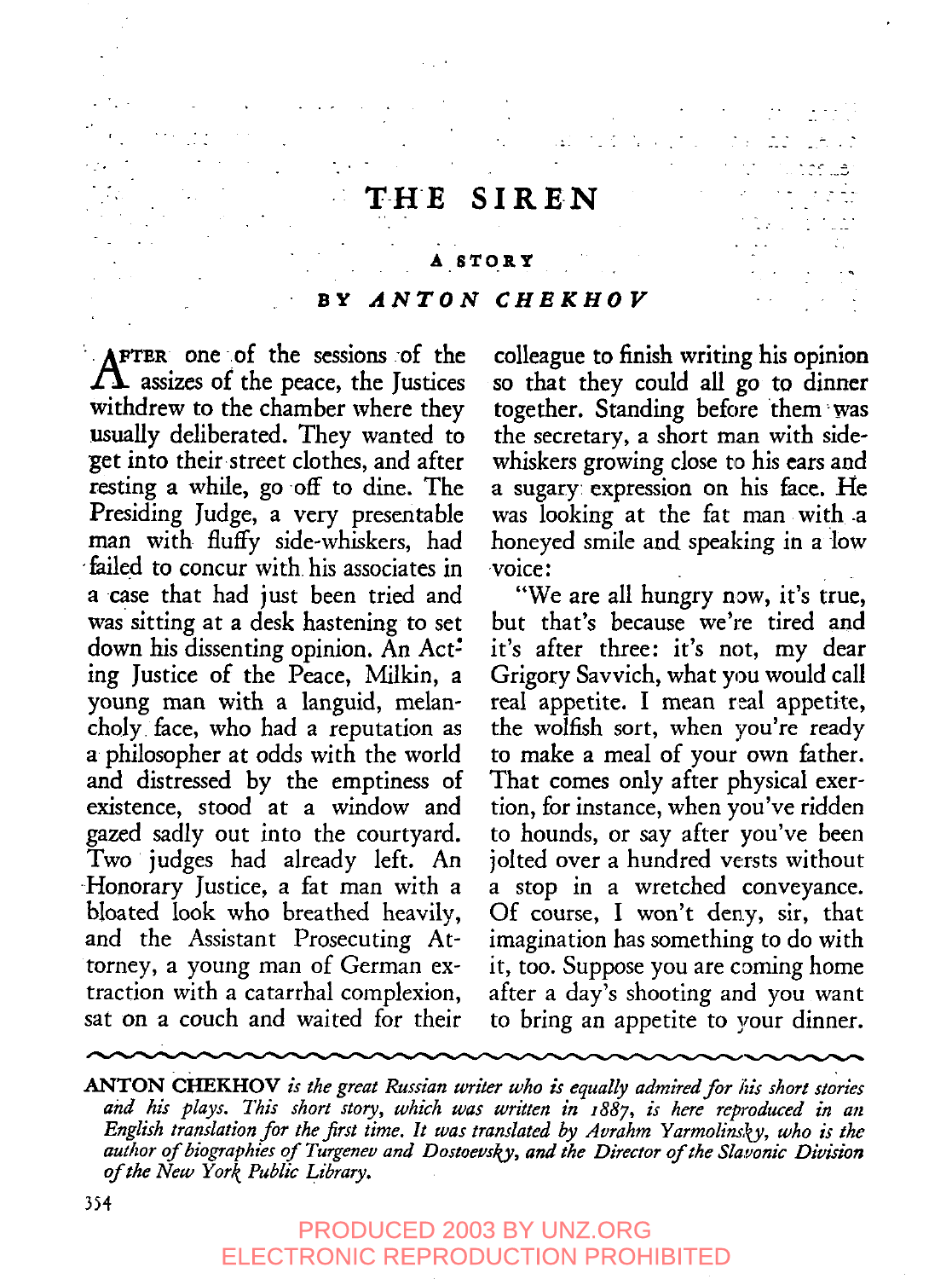# THE SIREN

**A STORY**

**BY *ANTON CHEKHOV***

After one of the sessions of the assizes of the peace, the Justices withdrew to the chamber where they usually deliberated. They wanted to get into their street clothes, and after resting a while, go off to dine. The Presiding Judge, a very presentable man with fluffy side-whiskers, had failed to concur with his associates in a case that had just been tried and was sitting at a desk hastening to set down his dissenting opinion. An Acting Justice of the Peace, Milkin, a young man with a languid, melancholy face, who had a reputation as a philosopher at odds with the world and distressed by the emptiness of existence, stood at a window and gazed sadly out into the courtyard. Two judges had already left. An Honorary Justice, a fat man with a bloated look who breathed heavily, and the Assistant Prosecuting Attorney, a young man of German extraction with a catarrhal complexion, sat on a couch and waited for their colleague to finish writing his opinion so that they could all go to dinner together. Standing before them was the secretary, a short man with side-whiskers growing close to his ears and a sugary expression on his face. He was looking at the fat man with a honeyed smile and speaking in a low voice:

"We are all hungry now, it's true, but that's because we're tired and it's after three: it's not, my dear Grigory Savvich, what you would call real appetite. I mean real appetite, the wolfish sort, when you're ready to make a meal of your own father. That comes only after physical exertion, for instance, when you've ridden to hounds, or say after you've been jolted over a hundred versts without a stop in a wretched conveyance. Of course, I won't deny, sir, that imagination has something to do with it, too. Suppose you are coming home after a day's shooting and you want to bring an appetite to your dinner.

---

**ANTON CHEKHOV** *is the great Russian writer who is equally admired for his short stories and his plays. This short story, which was written in 1887, is here reproduced in an English translation for the first time. It was translated by Avrahm Yarmolinsky, who is the author of biographies of Turgenev and Dostoevsky, and the Director of the Slavonic Division of the New York Public Library.*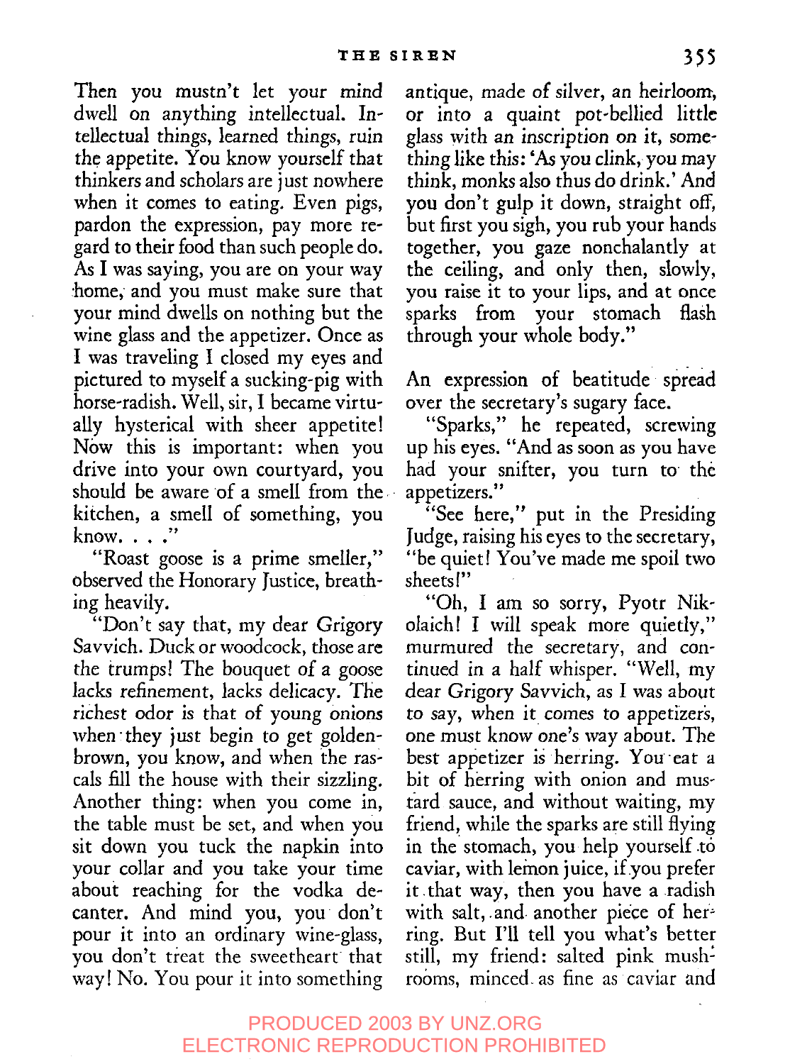Then you mustn't let your mind dwell on anything intellectual. Intellectual things, learned things, ruin the appetite. You know yourself that thinkers and scholars are just nowhere when it comes to eating. Even pigs, pardon the expression, pay more regard to their food than such people do. As I was saying, you are on your way home, and you must make sure that your mind dwells on nothing but the wine glass and the appetizer. Once as I was traveling I closed my eyes and pictured to myself a sucking-pig with horse-radish. Well, sir, I became virtually hysterical with sheer appetite! Now this is important: when you drive into your own courtyard, you should be aware of a smell from the kitchen, a smell of something, you know. . . ."

"Roast goose is a prime smeller," observed the Honorary Justice, breathing heavily.

"Don't say that, my dear Grigory Savvich. Duck or woodcock, those are the trumps! The bouquet of a goose lacks refinement, lacks delicacy. The richest odor is that of young onions when they just begin to get golden-brown, you know, and when the rascals fill the house with their sizzling. Another thing: when you come in, the table must be set, and when you sit down you tuck the napkin into your collar and you take your time about reaching for the vodka decanter. And mind you, you don't pour it into an ordinary wine-glass, you don't treat the sweetheart that way! No. You pour it into something antique, made of silver, an heirloom, or into a quaint pot-bellied little glass with an inscription on it, something like this: 'As you clink, you may think, monks also thus do drink.' And you don't gulp it down, straight off, but first you sigh, you rub your hands together, you gaze nonchalantly at the ceiling, and only then, slowly, you raise it to your lips, and at once sparks from your stomach flash through your whole body."

An expression of beatitude spread over the secretary's sugary face.

"Sparks," he repeated, screwing up his eyes. "And as soon as you have had your snifter, you turn to the appetizers."

"See here," put in the Presiding Judge, raising his eyes to the secretary, "be quiet! You've made me spoil two sheets!"

"Oh, I am so sorry, Pyotr Nikolaich! I will speak more quietly," murmured the secretary, and continued in a half whisper. "Well, my dear Grigory Savvich, as I was about to say, when it comes to appetizers, one must know one's way about. The best appetizer is herring. You eat a bit of herring with onion and mustard sauce, and without waiting, my friend, while the sparks are still flying in the stomach, you help yourself to caviar, with lemon juice, if you prefer it that way, then you have a radish with salt, and another piece of herring. But I'll tell you what's better still, my friend: salted pink mushrooms, minced as fine as caviar and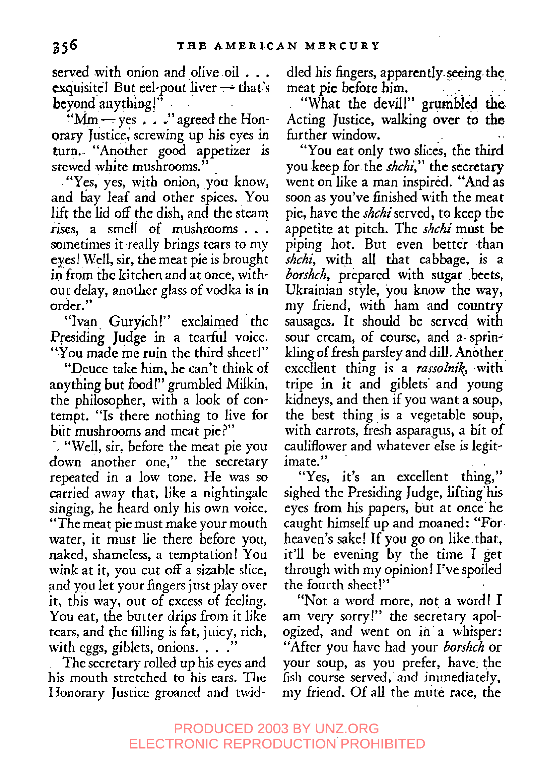served with onion and olive oil . . . exquisite! But eel-pout liver — that's beyond anything!"

"Mm — yes . . ." agreed the Honorary Justice, screwing up his eyes in turn. "Another good appetizer is stewed white mushrooms."

"Yes, yes, with onion, you know, and bay leaf and other spices. You lift the lid off the dish, and the steam rises, a smell of mushrooms . . . sometimes it really brings tears to my eyes! Well, sir, the meat pie is brought in from the kitchen and at once, without delay, another glass of vodka is in order."

"Ivan Guryich!" exclaimed the Presiding Judge in a tearful voice. "You made me ruin the third sheet!"

"Deuce take him, he can't think of anything but food!" grumbled Milkin, the philosopher, with a look of contempt. "Is there nothing to live for but mushrooms and meat pie?"

"Well, sir, before the meat pie you down another one," the secretary repeated in a low tone. He was so carried away that, like a nightingale singing, he heard only his own voice. "The meat pie must make your mouth water, it must lie there before you, naked, shameless, a temptation! You wink at it, you cut off a sizable slice, and you let your fingers just play over it, this way, out of excess of feeling. You eat, the butter drips from it like tears, and the filling is fat, juicy, rich, with eggs, giblets, onions. . . ."

The secretary rolled up his eyes and his mouth stretched to his ears. The Honorary Justice groaned and twiddled his fingers, apparently seeing the meat pie before him.

"What the devil!" grumbled the Acting Justice, walking over to the further window.

"You eat only two slices, the third you keep for the *shchi*," the secretary went on like a man inspired. "And as soon as you've finished with the meat pie, have the *shchi* served, to keep the appetite at pitch. The *shchi* must be piping hot. But even better than *shchi*, with all that cabbage, is a *borshch*, prepared with sugar beets, Ukrainian style, you know the way, my friend, with ham and country sausages. It should be served with sour cream, of course, and a sprinkling of fresh parsley and dill. Another excellent thing is a *rassolnik*, with tripe in it and giblets and young kidneys, and then if you want a soup, the best thing is a vegetable soup, with carrots, fresh asparagus, a bit of cauliflower and whatever else is legitimate."

"Yes, it's an excellent thing," sighed the Presiding Judge, lifting his eyes from his papers, but at once he caught himself up and moaned: "For heaven's sake! If you go on like that, it'll be evening by the time I get through with my opinion! I've spoiled the fourth sheet!"

"Not a word more, not a word! I am very sorry!" the secretary apologized, and went on in a whisper: "After you have had your *borshch* or your soup, as you prefer, have the fish course served, and immediately, my friend. Of all the mute race, the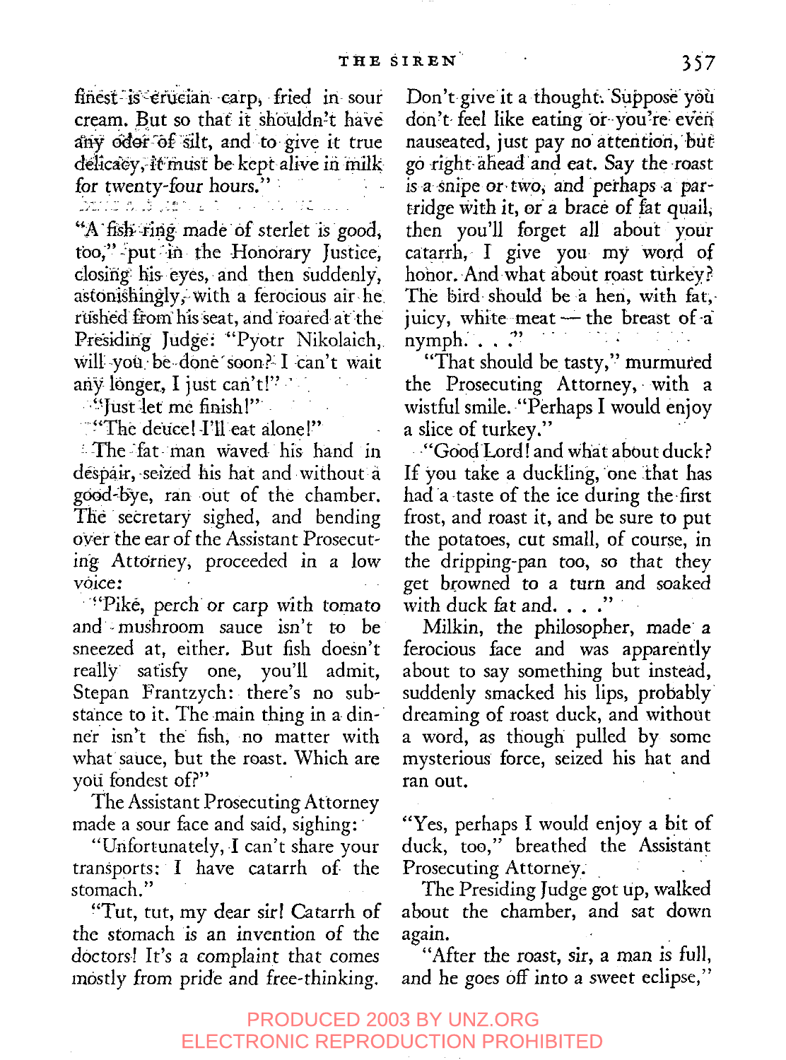finest is crucian carp, fried in sour cream. But so that it shouldn't have any odor of silt, and to give it true delicacy, it must be kept alive in milk for twenty-four hours."

"A fish-ring made of sterlet is good, too," put in the Honorary Justice, closing his eyes, and then suddenly, astonishingly, with a ferocious air he rushed from his seat, and roared at the Presiding Judge: "Pyotr Nikolaich, will you be done soon? I can't wait any longer, I just can't!"

"Just let me finish!"

"The deuce! I'll eat alone!"

The fat man waved his hand in despair, seized his hat and without a good-bye, ran out of the chamber. The secretary sighed, and bending over the ear of the Assistant Prosecuting Attorney, proceeded in a low voice:

"Pike, perch or carp with tomato and mushroom sauce isn't to be sneezed at, either. But fish doesn't really satisfy one, you'll admit, Stepan Frantzych: there's no substance to it. The main thing in a dinner isn't the fish, no matter with what sauce, but the roast. Which are you fondest of?"

The Assistant Prosecuting Attorney made a sour face and said, sighing:

"Unfortunately, I can't share your transports: I have catarrh of the stomach."

"Tut, tut, my dear sir! Catarrh of the stomach is an invention of the doctors! It's a complaint that comes mostly from pride and free-thinking. Don't give it a thought. Suppose you don't feel like eating or you're even nauseated, just pay no attention, but go right ahead and eat. Say the roast is a snipe or two, and perhaps a partridge with it, or a brace of fat quail, then you'll forget all about your catarrh, I give you my word of honor. And what about roast turkey? The bird should be a hen, with fat, juicy, white meat — the breast of a nymph. . . ."

"That should be tasty," murmured the Prosecuting Attorney, with a wistful smile. "Perhaps I would enjoy a slice of turkey."

"Good Lord! and what about duck? If you take a duckling, one that has had a taste of the ice during the first frost, and roast it, and be sure to put the potatoes, cut small, of course, in the dripping-pan too, so that they get browned to a turn and soaked with duck fat and. . . ."

Milkin, the philosopher, made a ferocious face and was apparently about to say something but instead, suddenly smacked his lips, probably dreaming of roast duck, and without a word, as though pulled by some mysterious force, seized his hat and ran out.

"Yes, perhaps I would enjoy a bit of duck, too," breathed the Assistant Prosecuting Attorney.

The Presiding Judge got up, walked about the chamber, and sat down again.

"After the roast, sir, a man is full, and he goes off into a sweet eclipse,"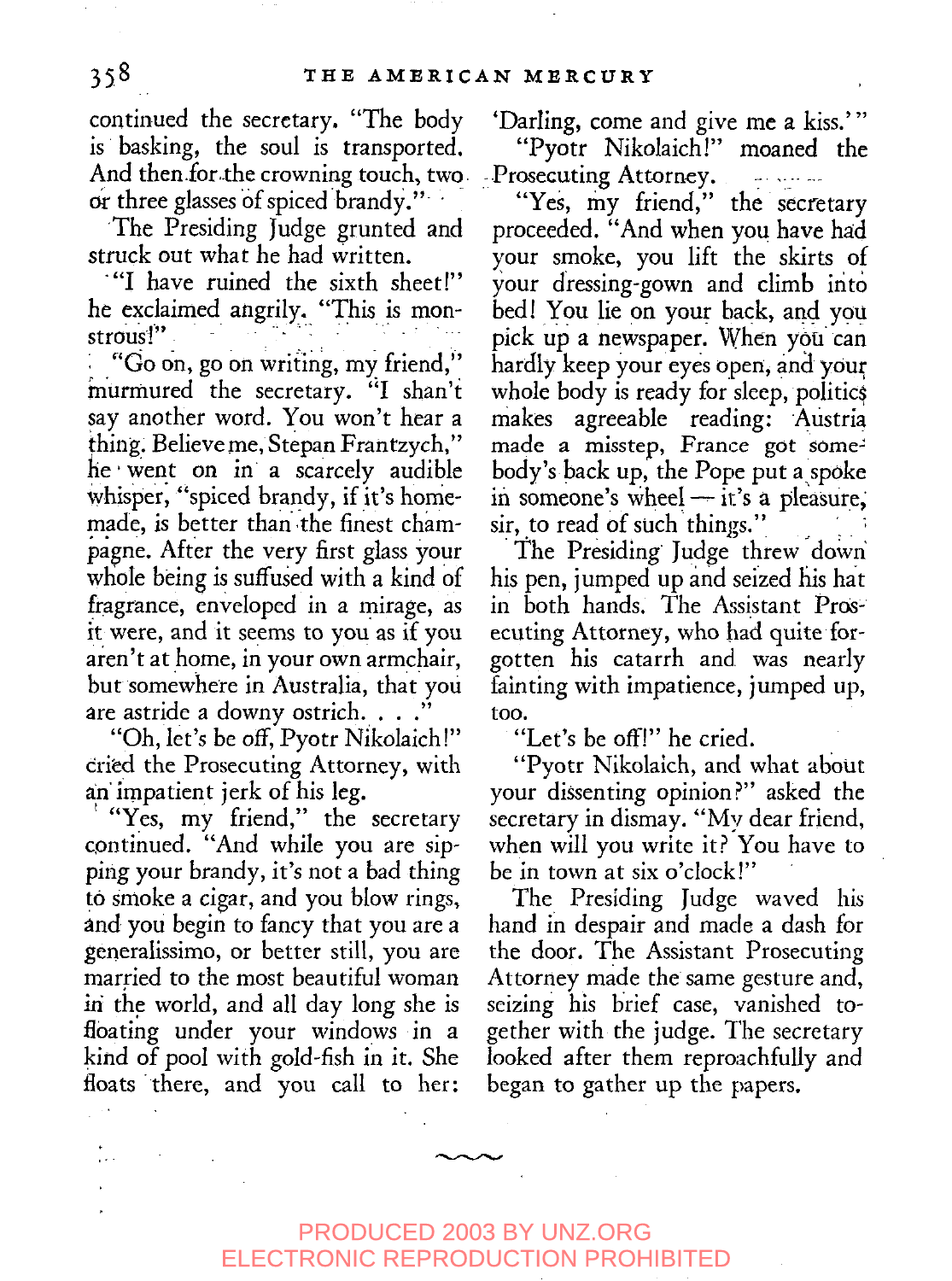continued the secretary. "The body is basking, the soul is transported. And then for the crowning touch, two or three glasses of spiced brandy."

The Presiding Judge grunted and struck out what he had written.

"I have ruined the sixth sheet!" he exclaimed angrily. "This is monstrous!"

"Go on, go on writing, my friend," murmured the secretary. "I shan't say another word. You won't hear a thing. Believe me, Stepan Frantzych," he went on in a scarcely audible whisper, "spiced brandy, if it's homemade, is better than the finest champagne. After the very first glass your whole being is suffused with a kind of fragrance, enveloped in a mirage, as it were, and it seems to you as if you aren't at home, in your own armchair, but somewhere in Australia, that you are astride a downy ostrich. . . ."

"Oh, let's be off, Pyotr Nikolaich!" cried the Prosecuting Attorney, with an impatient jerk of his leg.

"Yes, my friend," the secretary continued. "And while you are sipping your brandy, it's not a bad thing to smoke a cigar, and you blow rings, and you begin to fancy that you are a generalissimo, or better still, you are married to the most beautiful woman in the world, and all day long she is floating under your windows in a kind of pool with gold-fish in it. She floats there, and you call to her: 'Darling, come and give me a kiss.'"

"Pyotr Nikolaich!" moaned the Prosecuting Attorney.

"Yes, my friend," the secretary proceeded. "And when you have had your smoke, you lift the skirts of your dressing-gown and climb into bed! You lie on your back, and you pick up a newspaper. When you can hardly keep your eyes open, and your whole body is ready for sleep, politics makes agreeable reading: Austria made a misstep, France got somebody's back up, the Pope put a spoke in someone's wheel — it's a pleasure, sir, to read of such things."

The Presiding Judge threw down his pen, jumped up and seized his hat in both hands. The Assistant Prosecuting Attorney, who had quite forgotten his catarrh and was nearly fainting with impatience, jumped up, too.

"Let's be off!" he cried.

"Pyotr Nikolaich, and what about your dissenting opinion?" asked the secretary in dismay. "My dear friend, when will you write it? You have to be in town at six o'clock!"

The Presiding Judge waved his hand in despair and made a dash for the door. The Assistant Prosecuting Attorney made the same gesture and, seizing his brief case, vanished together with the judge. The secretary looked after them reproachfully and began to gather up the papers.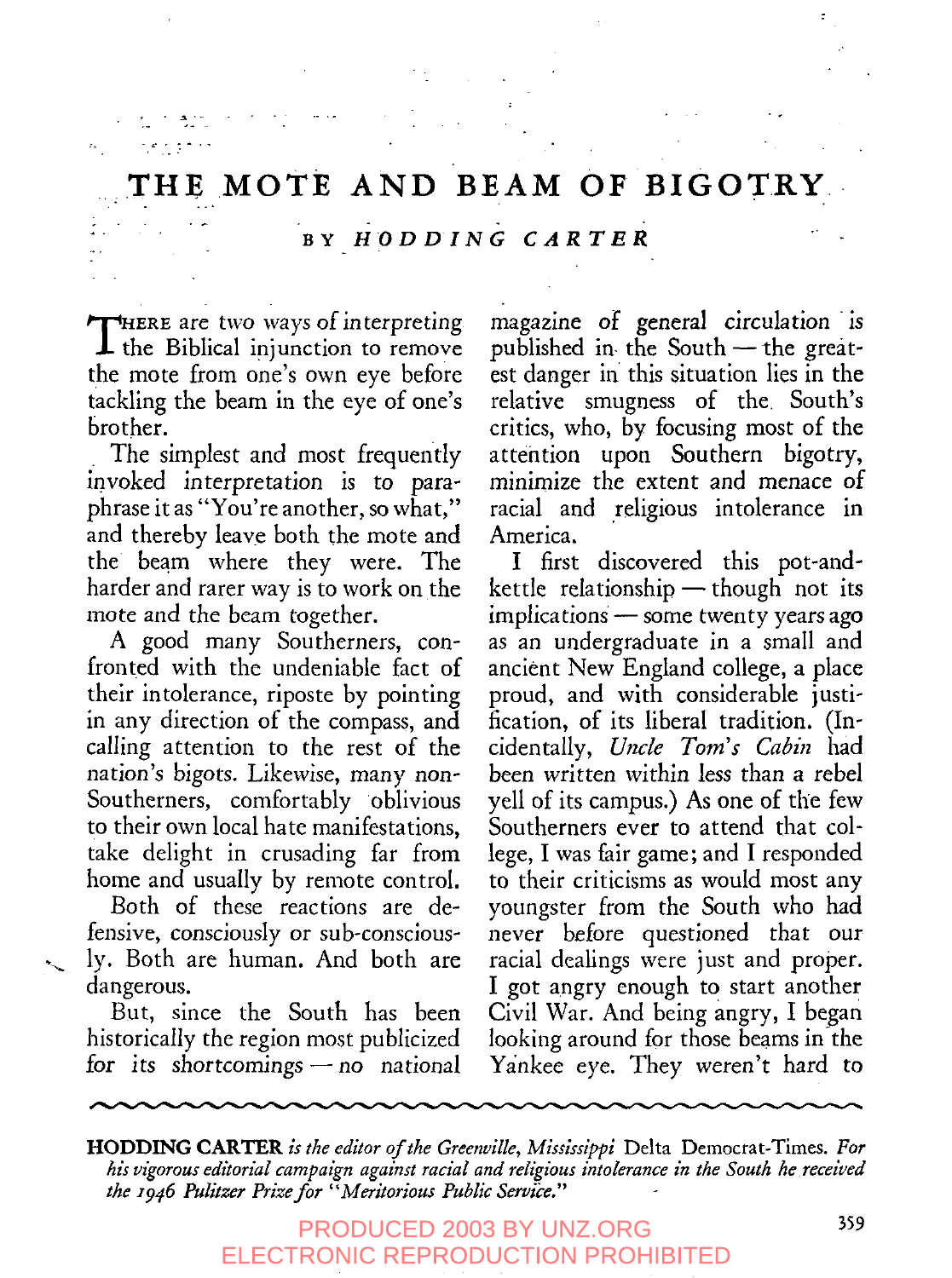# THE MOTE AND BEAM OF BIGOTRY

BY *HODDING CARTER*

THERE are two ways of interpreting the Biblical injunction to remove the mote from one's own eye before tackling the beam in the eye of one's brother.

The simplest and most frequently invoked interpretation is to paraphrase it as "You're another, so what," and thereby leave both the mote and the beam where they were. The harder and rarer way is to work on the mote and the beam together.

A good many Southerners, confronted with the undeniable fact of their intolerance, riposte by pointing in any direction of the compass, and calling attention to the rest of the nation's bigots. Likewise, many non-Southerners, comfortably oblivious to their own local hate manifestations, take delight in crusading far from home and usually by remote control.

Both of these reactions are defensive, consciously or sub-consciously. Both are human. And both are dangerous.

But, since the South has been historically the region most publicized for its shortcomings — no national magazine of general circulation is published in the South — the greatest danger in this situation lies in the relative smugness of the South's critics, who, by focusing most of the attention upon Southern bigotry, minimize the extent and menace of racial and religious intolerance in America.

I first discovered this pot-and-kettle relationship — though not its implications — some twenty years ago as an undergraduate in a small and ancient New England college, a place proud, and with considerable justification, of its liberal tradition. (Incidentally, *Uncle Tom's Cabin* had been written within less than a rebel yell of its campus.) As one of the few Southerners ever to attend that college, I was fair game; and I responded to their criticisms as would most any youngster from the South who had never before questioned that our racial dealings were just and proper. I got angry enough to start another Civil War. And being angry, I began looking around for those beams in the Yankee eye. They weren't hard to

---

**HODDING CARTER** *is the editor of the Greenville, Mississippi* Delta Democrat-Times. *For his vigorous editorial campaign against racial and religious intolerance in the South he received the 1946 Pulitzer Prize for "Meritorious Public Service."*